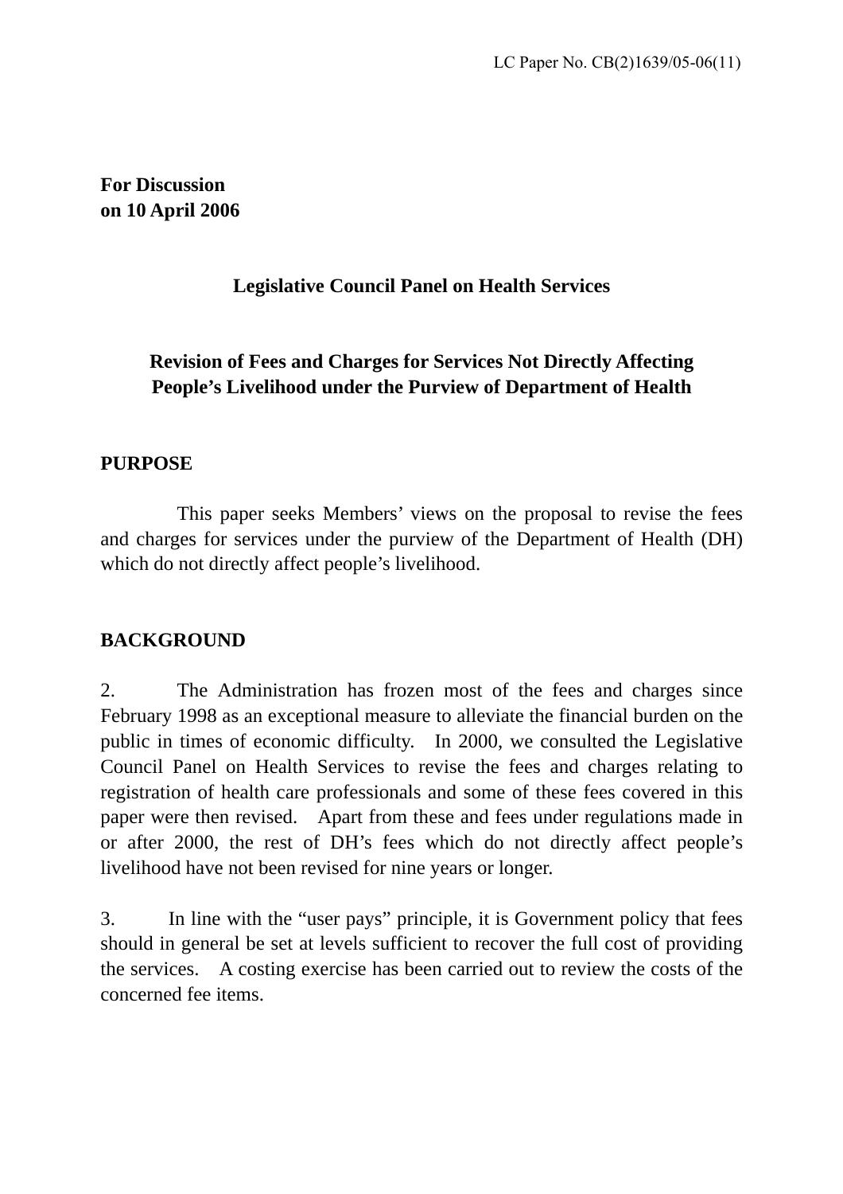LC Paper No. CB(2)1639/05-06(11)

**For Discussion**
**on 10 April 2006**

**Legislative Council Panel on Health Services**

**Revision of Fees and Charges for Services Not Directly Affecting People's Livelihood under the Purview of Department of Health**

## PURPOSE

This paper seeks Members' views on the proposal to revise the fees and charges for services under the purview of the Department of Health (DH) which do not directly affect people's livelihood.

## BACKGROUND

2. The Administration has frozen most of the fees and charges since February 1998 as an exceptional measure to alleviate the financial burden on the public in times of economic difficulty. In 2000, we consulted the Legislative Council Panel on Health Services to revise the fees and charges relating to registration of health care professionals and some of these fees covered in this paper were then revised. Apart from these and fees under regulations made in or after 2000, the rest of DH's fees which do not directly affect people's livelihood have not been revised for nine years or longer.

3. In line with the "user pays" principle, it is Government policy that fees should in general be set at levels sufficient to recover the full cost of providing the services. A costing exercise has been carried out to review the costs of the concerned fee items.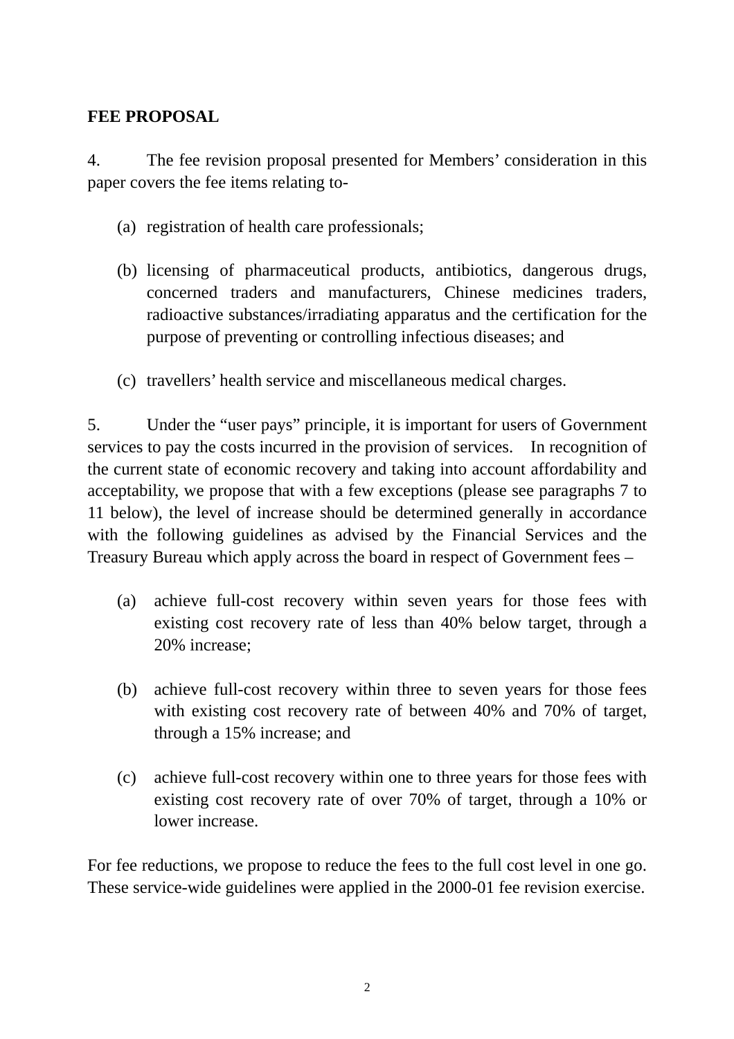**FEE PROPOSAL**

4. The fee revision proposal presented for Members' consideration in this paper covers the fee items relating to-

(a) registration of health care professionals;

(b) licensing of pharmaceutical products, antibiotics, dangerous drugs, concerned traders and manufacturers, Chinese medicines traders, radioactive substances/irradiating apparatus and the certification for the purpose of preventing or controlling infectious diseases; and

(c) travellers' health service and miscellaneous medical charges.

5. Under the "user pays" principle, it is important for users of Government services to pay the costs incurred in the provision of services. In recognition of the current state of economic recovery and taking into account affordability and acceptability, we propose that with a few exceptions (please see paragraphs 7 to 11 below), the level of increase should be determined generally in accordance with the following guidelines as advised by the Financial Services and the Treasury Bureau which apply across the board in respect of Government fees –

(a) achieve full-cost recovery within seven years for those fees with existing cost recovery rate of less than 40% below target, through a 20% increase;

(b) achieve full-cost recovery within three to seven years for those fees with existing cost recovery rate of between 40% and 70% of target, through a 15% increase; and

(c) achieve full-cost recovery within one to three years for those fees with existing cost recovery rate of over 70% of target, through a 10% or lower increase.

For fee reductions, we propose to reduce the fees to the full cost level in one go. These service-wide guidelines were applied in the 2000-01 fee revision exercise.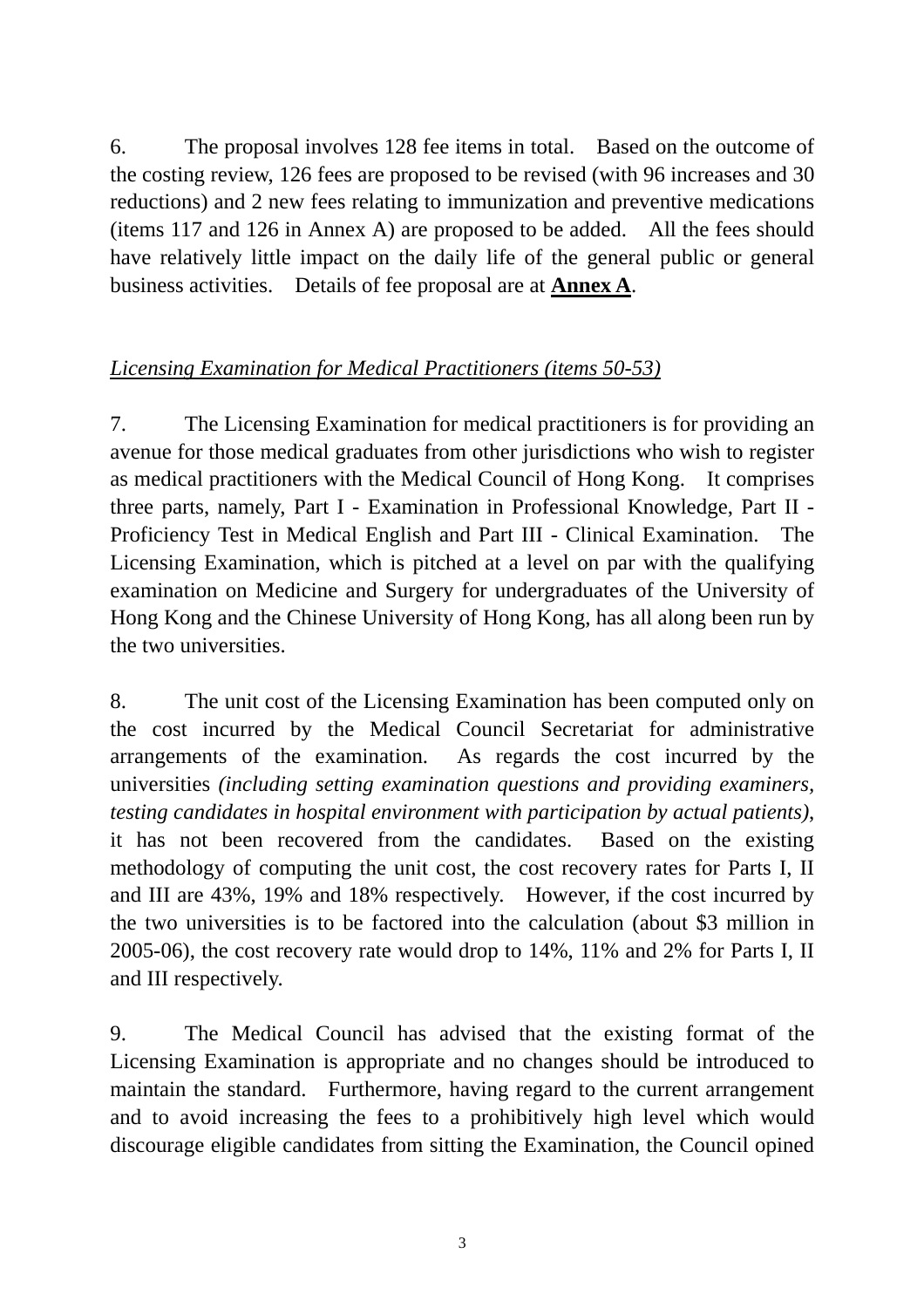6. The proposal involves 128 fee items in total. Based on the outcome of the costing review, 126 fees are proposed to be revised (with 96 increases and 30 reductions) and 2 new fees relating to immunization and preventive medications (items 117 and 126 in Annex A) are proposed to be added. All the fees should have relatively little impact on the daily life of the general public or general business activities. Details of fee proposal are at **Annex A**.

*Licensing Examination for Medical Practitioners (items 50-53)*

7. The Licensing Examination for medical practitioners is for providing an avenue for those medical graduates from other jurisdictions who wish to register as medical practitioners with the Medical Council of Hong Kong. It comprises three parts, namely, Part I - Examination in Professional Knowledge, Part II - Proficiency Test in Medical English and Part III - Clinical Examination. The Licensing Examination, which is pitched at a level on par with the qualifying examination on Medicine and Surgery for undergraduates of the University of Hong Kong and the Chinese University of Hong Kong, has all along been run by the two universities.

8. The unit cost of the Licensing Examination has been computed only on the cost incurred by the Medical Council Secretariat for administrative arrangements of the examination. As regards the cost incurred by the universities *(including setting examination questions and providing examiners, testing candidates in hospital environment with participation by actual patients)*, it has not been recovered from the candidates. Based on the existing methodology of computing the unit cost, the cost recovery rates for Parts I, II and III are 43%, 19% and 18% respectively. However, if the cost incurred by the two universities is to be factored into the calculation (about $3 million in 2005-06), the cost recovery rate would drop to 14%, 11% and 2% for Parts I, II and III respectively.

9. The Medical Council has advised that the existing format of the Licensing Examination is appropriate and no changes should be introduced to maintain the standard. Furthermore, having regard to the current arrangement and to avoid increasing the fees to a prohibitively high level which would discourage eligible candidates from sitting the Examination, the Council opined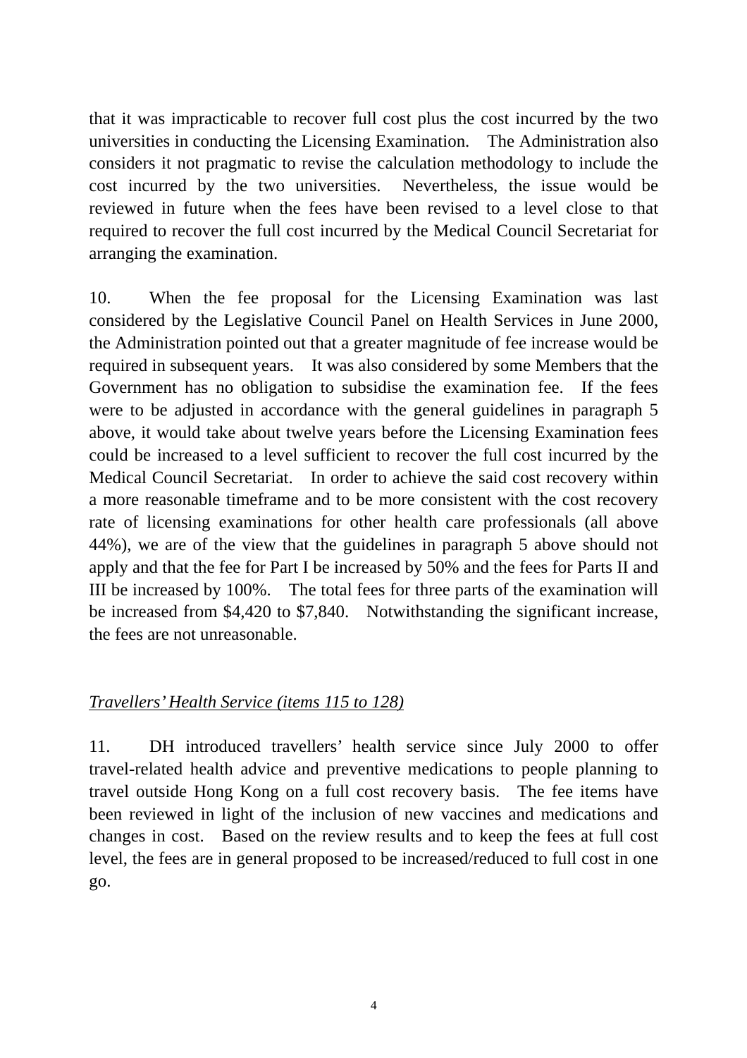that it was impracticable to recover full cost plus the cost incurred by the two universities in conducting the Licensing Examination. The Administration also considers it not pragmatic to revise the calculation methodology to include the cost incurred by the two universities. Nevertheless, the issue would be reviewed in future when the fees have been revised to a level close to that required to recover the full cost incurred by the Medical Council Secretariat for arranging the examination.

10. When the fee proposal for the Licensing Examination was last considered by the Legislative Council Panel on Health Services in June 2000, the Administration pointed out that a greater magnitude of fee increase would be required in subsequent years. It was also considered by some Members that the Government has no obligation to subsidise the examination fee. If the fees were to be adjusted in accordance with the general guidelines in paragraph 5 above, it would take about twelve years before the Licensing Examination fees could be increased to a level sufficient to recover the full cost incurred by the Medical Council Secretariat. In order to achieve the said cost recovery within a more reasonable timeframe and to be more consistent with the cost recovery rate of licensing examinations for other health care professionals (all above 44%), we are of the view that the guidelines in paragraph 5 above should not apply and that the fee for Part I be increased by 50% and the fees for Parts II and III be increased by 100%. The total fees for three parts of the examination will be increased from $4,420 to $7,840. Notwithstanding the significant increase, the fees are not unreasonable.

*Travellers' Health Service (items 115 to 128)*

11. DH introduced travellers' health service since July 2000 to offer travel-related health advice and preventive medications to people planning to travel outside Hong Kong on a full cost recovery basis. The fee items have been reviewed in light of the inclusion of new vaccines and medications and changes in cost. Based on the review results and to keep the fees at full cost level, the fees are in general proposed to be increased/reduced to full cost in one go.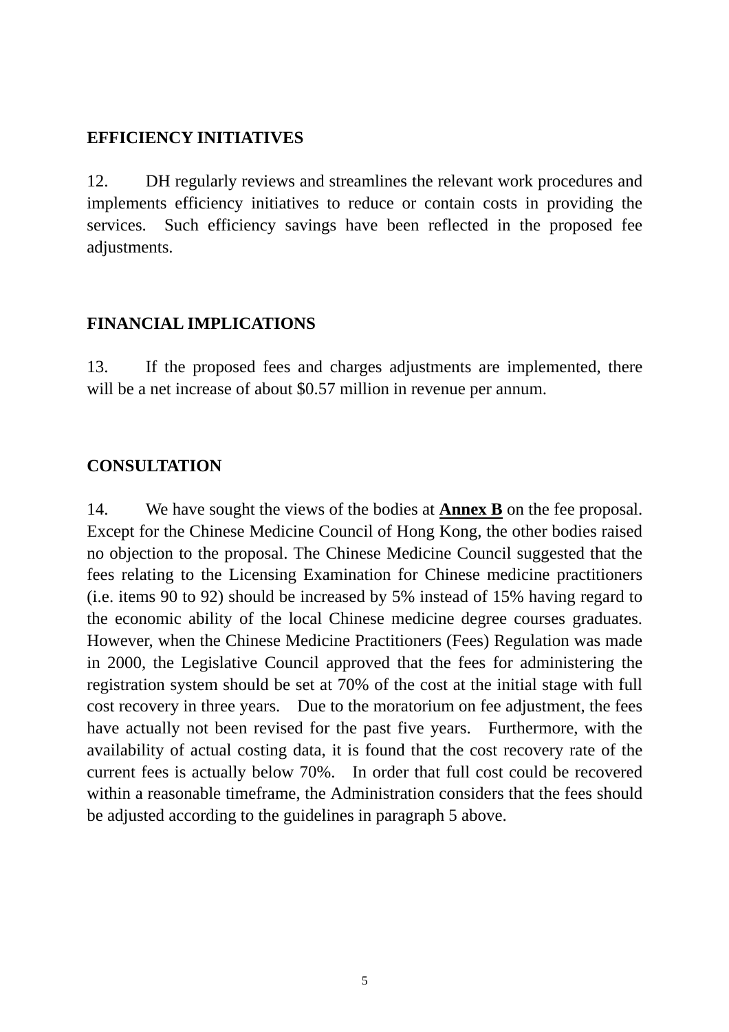## EFFICIENCY INITIATIVES

12. DH regularly reviews and streamlines the relevant work procedures and implements efficiency initiatives to reduce or contain costs in providing the services. Such efficiency savings have been reflected in the proposed fee adjustments.

## FINANCIAL IMPLICATIONS

13. If the proposed fees and charges adjustments are implemented, there will be a net increase of about $0.57 million in revenue per annum.

## CONSULTATION

14. We have sought the views of the bodies at **Annex B** on the fee proposal. Except for the Chinese Medicine Council of Hong Kong, the other bodies raised no objection to the proposal. The Chinese Medicine Council suggested that the fees relating to the Licensing Examination for Chinese medicine practitioners (i.e. items 90 to 92) should be increased by 5% instead of 15% having regard to the economic ability of the local Chinese medicine degree courses graduates. However, when the Chinese Medicine Practitioners (Fees) Regulation was made in 2000, the Legislative Council approved that the fees for administering the registration system should be set at 70% of the cost at the initial stage with full cost recovery in three years. Due to the moratorium on fee adjustment, the fees have actually not been revised for the past five years. Furthermore, with the availability of actual costing data, it is found that the cost recovery rate of the current fees is actually below 70%. In order that full cost could be recovered within a reasonable timeframe, the Administration considers that the fees should be adjusted according to the guidelines in paragraph 5 above.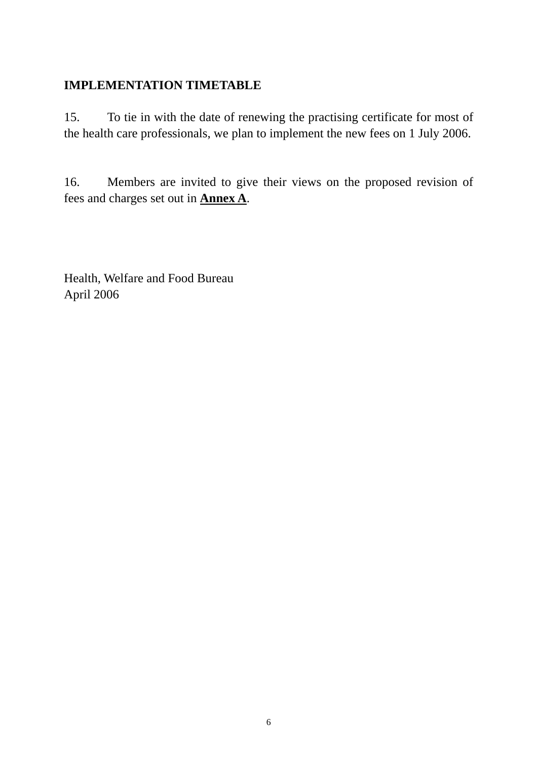**IMPLEMENTATION TIMETABLE**

15. To tie in with the date of renewing the practising certificate for most of the health care professionals, we plan to implement the new fees on 1 July 2006.

16. Members are invited to give their views on the proposed revision of fees and charges set out in **Annex A**.

Health, Welfare and Food Bureau
April 2006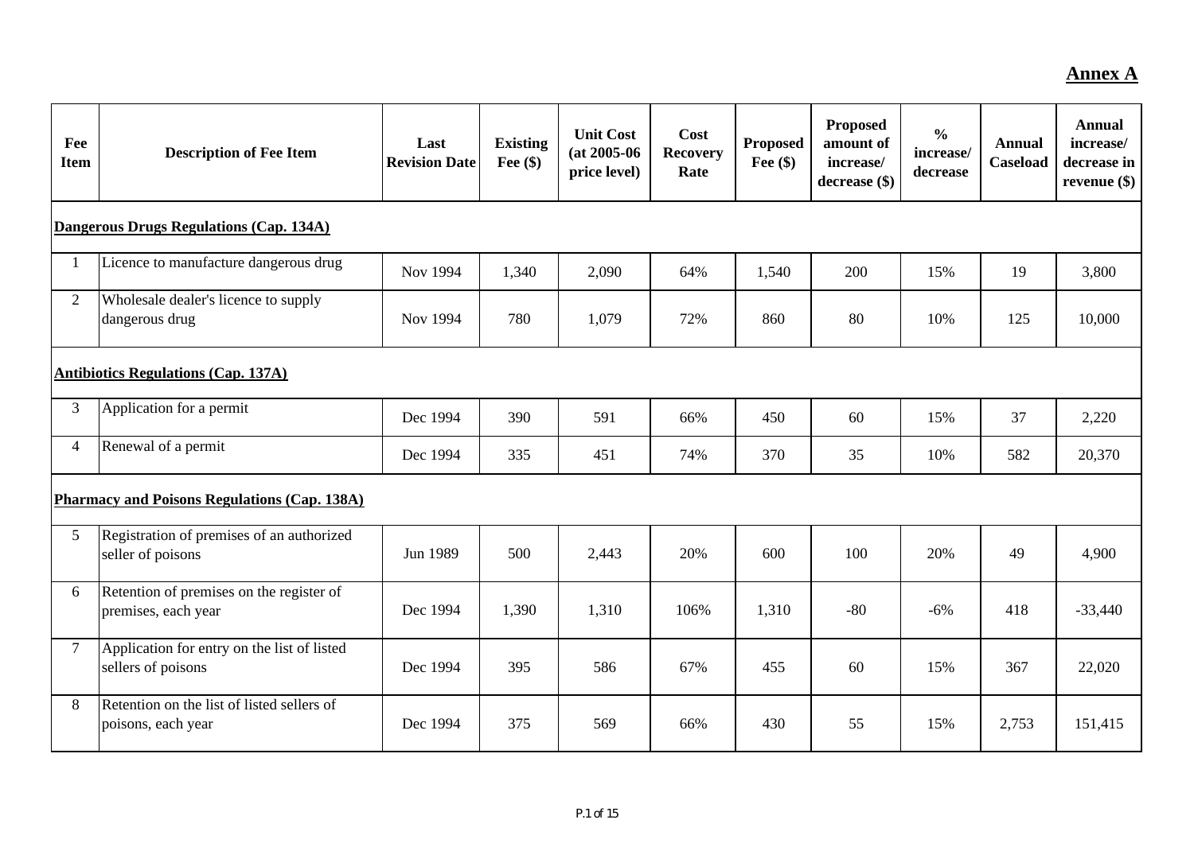**Annex A**

| Fee Item | Description of Fee Item | Last Revision Date | Existing Fee ($) | Unit Cost (at 2005-06 price level) | Cost Recovery Rate | Proposed Fee ($) | Proposed amount of increase/ decrease ($) | % increase/ decrease | Annual Caseload | Annual increase/ decrease in revenue ($) |
|---|---|---|---|---|---|---|---|---|---|---|
| **Dangerous Drugs Regulations (Cap. 134A)** | | | | | | | | | | |
| 1 | Licence to manufacture dangerous drug | Nov 1994 | 1,340 | 2,090 | 64% | 1,540 | 200 | 15% | 19 | 3,800 |
| 2 | Wholesale dealer's licence to supply dangerous drug | Nov 1994 | 780 | 1,079 | 72% | 860 | 80 | 10% | 125 | 10,000 |
| **Antibiotics Regulations (Cap. 137A)** | | | | | | | | | | |
| 3 | Application for a permit | Dec 1994 | 390 | 591 | 66% | 450 | 60 | 15% | 37 | 2,220 |
| 4 | Renewal of a permit | Dec 1994 | 335 | 451 | 74% | 370 | 35 | 10% | 582 | 20,370 |
| **Pharmacy and Poisons Regulations (Cap. 138A)** | | | | | | | | | | |
| 5 | Registration of premises of an authorized seller of poisons | Jun 1989 | 500 | 2,443 | 20% | 600 | 100 | 20% | 49 | 4,900 |
| 6 | Retention of premises on the register of premises, each year | Dec 1994 | 1,390 | 1,310 | 106% | 1,310 | -80 | -6% | 418 | -33,440 |
| 7 | Application for entry on the list of listed sellers of poisons | Dec 1994 | 395 | 586 | 67% | 455 | 60 | 15% | 367 | 22,020 |
| 8 | Retention on the list of listed sellers of poisons, each year | Dec 1994 | 375 | 569 | 66% | 430 | 55 | 15% | 2,753 | 151,415 |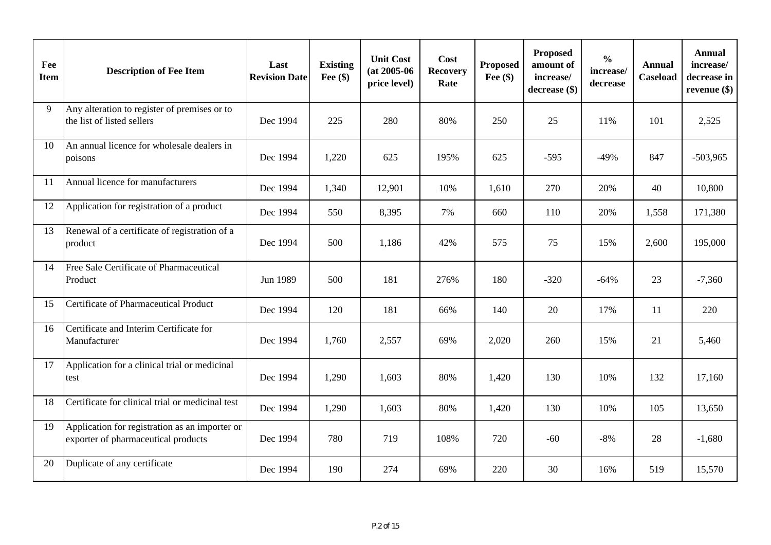| Fee Item | Description of Fee Item | Last Revision Date | Existing Fee ($) | Unit Cost (at 2005-06 price level) | Cost Recovery Rate | Proposed Fee ($) | Proposed amount of increase/ decrease ($) | % increase/ decrease | Annual Caseload | Annual increase/ decrease in revenue ($) |
|---|---|---|---|---|---|---|---|---|---|---|
| 9 | Any alteration to register of premises or to the list of listed sellers | Dec 1994 | 225 | 280 | 80% | 250 | 25 | 11% | 101 | 2,525 |
| 10 | An annual licence for wholesale dealers in poisons | Dec 1994 | 1,220 | 625 | 195% | 625 | -595 | -49% | 847 | -503,965 |
| 11 | Annual licence for manufacturers | Dec 1994 | 1,340 | 12,901 | 10% | 1,610 | 270 | 20% | 40 | 10,800 |
| 12 | Application for registration of a product | Dec 1994 | 550 | 8,395 | 7% | 660 | 110 | 20% | 1,558 | 171,380 |
| 13 | Renewal of a certificate of registration of a product | Dec 1994 | 500 | 1,186 | 42% | 575 | 75 | 15% | 2,600 | 195,000 |
| 14 | Free Sale Certificate of Pharmaceutical Product | Jun 1989 | 500 | 181 | 276% | 180 | -320 | -64% | 23 | -7,360 |
| 15 | Certificate of Pharmaceutical Product | Dec 1994 | 120 | 181 | 66% | 140 | 20 | 17% | 11 | 220 |
| 16 | Certificate and Interim Certificate for Manufacturer | Dec 1994 | 1,760 | 2,557 | 69% | 2,020 | 260 | 15% | 21 | 5,460 |
| 17 | Application for a clinical trial or medicinal test | Dec 1994 | 1,290 | 1,603 | 80% | 1,420 | 130 | 10% | 132 | 17,160 |
| 18 | Certificate for clinical trial or medicinal test | Dec 1994 | 1,290 | 1,603 | 80% | 1,420 | 130 | 10% | 105 | 13,650 |
| 19 | Application for registration as an importer or exporter of pharmaceutical products | Dec 1994 | 780 | 719 | 108% | 720 | -60 | -8% | 28 | -1,680 |
| 20 | Duplicate of any certificate | Dec 1994 | 190 | 274 | 69% | 220 | 30 | 16% | 519 | 15,570 |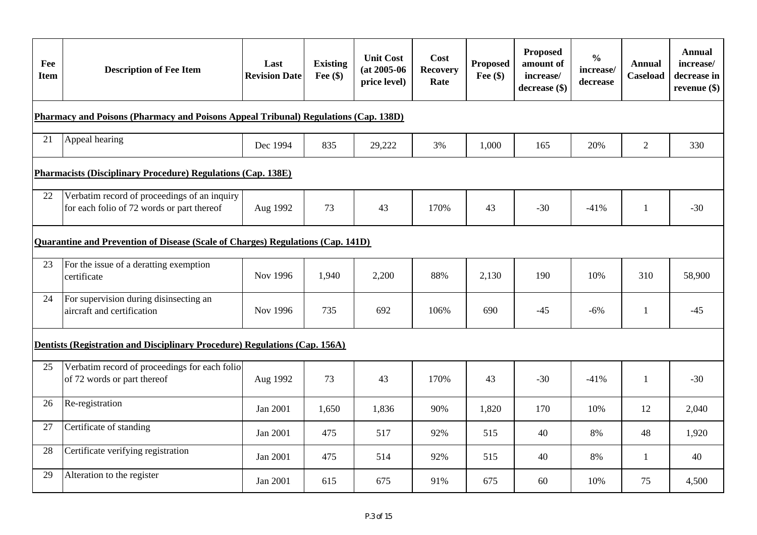| Fee Item | Description of Fee Item | Last Revision Date | Existing Fee ($) | Unit Cost (at 2005-06 price level) | Cost Recovery Rate | Proposed Fee ($) | Proposed amount of increase/ decrease ($) | % increase/ decrease | Annual Caseload | Annual increase/ decrease in revenue ($) |
|---|---|---|---|---|---|---|---|---|---|---|
| **Pharmacy and Poisons (Pharmacy and Poisons Appeal Tribunal) Regulations (Cap. 138D)** | | | | | | | | | | |
| 21 | Appeal hearing | Dec 1994 | 835 | 29,222 | 3% | 1,000 | 165 | 20% | 2 | 330 |
| **Pharmacists (Disciplinary Procedure) Regulations (Cap. 138E)** | | | | | | | | | | |
| 22 | Verbatim record of proceedings of an inquiry for each folio of 72 words or part thereof | Aug 1992 | 73 | 43 | 170% | 43 | -30 | -41% | 1 | -30 |
| **Quarantine and Prevention of Disease (Scale of Charges) Regulations (Cap. 141D)** | | | | | | | | | | |
| 23 | For the issue of a deratting exemption certificate | Nov 1996 | 1,940 | 2,200 | 88% | 2,130 | 190 | 10% | 310 | 58,900 |
| 24 | For supervision during disinsecting an aircraft and certification | Nov 1996 | 735 | 692 | 106% | 690 | -45 | -6% | 1 | -45 |
| **Dentists (Registration and Disciplinary Procedure) Regulations (Cap. 156A)** | | | | | | | | | | |
| 25 | Verbatim record of proceedings for each folio of 72 words or part thereof | Aug 1992 | 73 | 43 | 170% | 43 | -30 | -41% | 1 | -30 |
| 26 | Re-registration | Jan 2001 | 1,650 | 1,836 | 90% | 1,820 | 170 | 10% | 12 | 2,040 |
| 27 | Certificate of standing | Jan 2001 | 475 | 517 | 92% | 515 | 40 | 8% | 48 | 1,920 |
| 28 | Certificate verifying registration | Jan 2001 | 475 | 514 | 92% | 515 | 40 | 8% | 1 | 40 |
| 29 | Alteration to the register | Jan 2001 | 615 | 675 | 91% | 675 | 60 | 10% | 75 | 4,500 |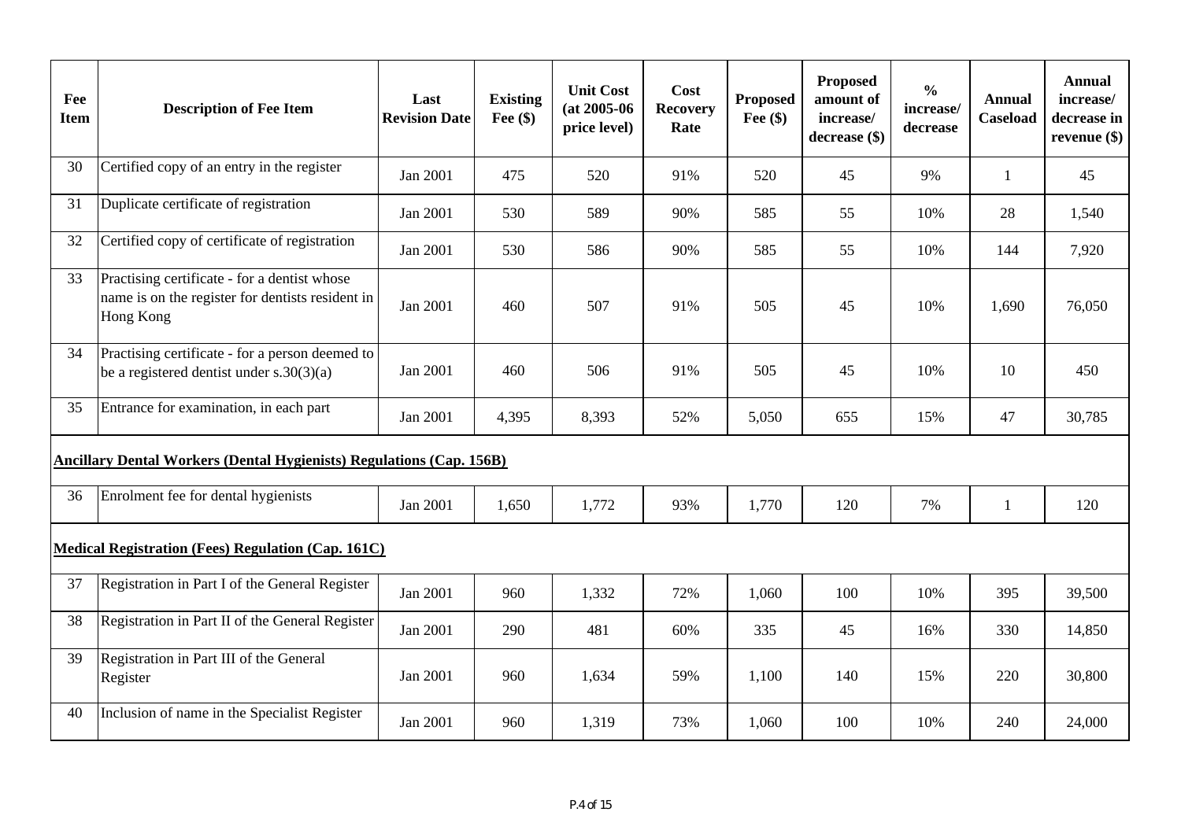| Fee Item | Description of Fee Item | Last Revision Date | Existing Fee ($) | Unit Cost (at 2005-06 price level) | Cost Recovery Rate | Proposed Fee ($) | Proposed amount of increase/ decrease ($) | % increase/ decrease | Annual Caseload | Annual increase/ decrease in revenue ($) |
|---|---|---|---|---|---|---|---|---|---|---|
| 30 | Certified copy of an entry in the register | Jan 2001 | 475 | 520 | 91% | 520 | 45 | 9% | 1 | 45 |
| 31 | Duplicate certificate of registration | Jan 2001 | 530 | 589 | 90% | 585 | 55 | 10% | 28 | 1,540 |
| 32 | Certified copy of certificate of registration | Jan 2001 | 530 | 586 | 90% | 585 | 55 | 10% | 144 | 7,920 |
| 33 | Practising certificate - for a dentist whose name is on the register for dentists resident in Hong Kong | Jan 2001 | 460 | 507 | 91% | 505 | 45 | 10% | 1,690 | 76,050 |
| 34 | Practising certificate - for a person deemed to be a registered dentist under s.30(3)(a) | Jan 2001 | 460 | 506 | 91% | 505 | 45 | 10% | 10 | 450 |
| 35 | Entrance for examination, in each part | Jan 2001 | 4,395 | 8,393 | 52% | 5,050 | 655 | 15% | 47 | 30,785 |
| **Ancillary Dental Workers (Dental Hygienists) Regulations (Cap. 156B)** | | | | | | | | | | |
| 36 | Enrolment fee for dental hygienists | Jan 2001 | 1,650 | 1,772 | 93% | 1,770 | 120 | 7% | 1 | 120 |
| **Medical Registration (Fees) Regulation (Cap. 161C)** | | | | | | | | | | |
| 37 | Registration in Part I of the General Register | Jan 2001 | 960 | 1,332 | 72% | 1,060 | 100 | 10% | 395 | 39,500 |
| 38 | Registration in Part II of the General Register | Jan 2001 | 290 | 481 | 60% | 335 | 45 | 16% | 330 | 14,850 |
| 39 | Registration in Part III of the General Register | Jan 2001 | 960 | 1,634 | 59% | 1,100 | 140 | 15% | 220 | 30,800 |
| 40 | Inclusion of name in the Specialist Register | Jan 2001 | 960 | 1,319 | 73% | 1,060 | 100 | 10% | 240 | 24,000 |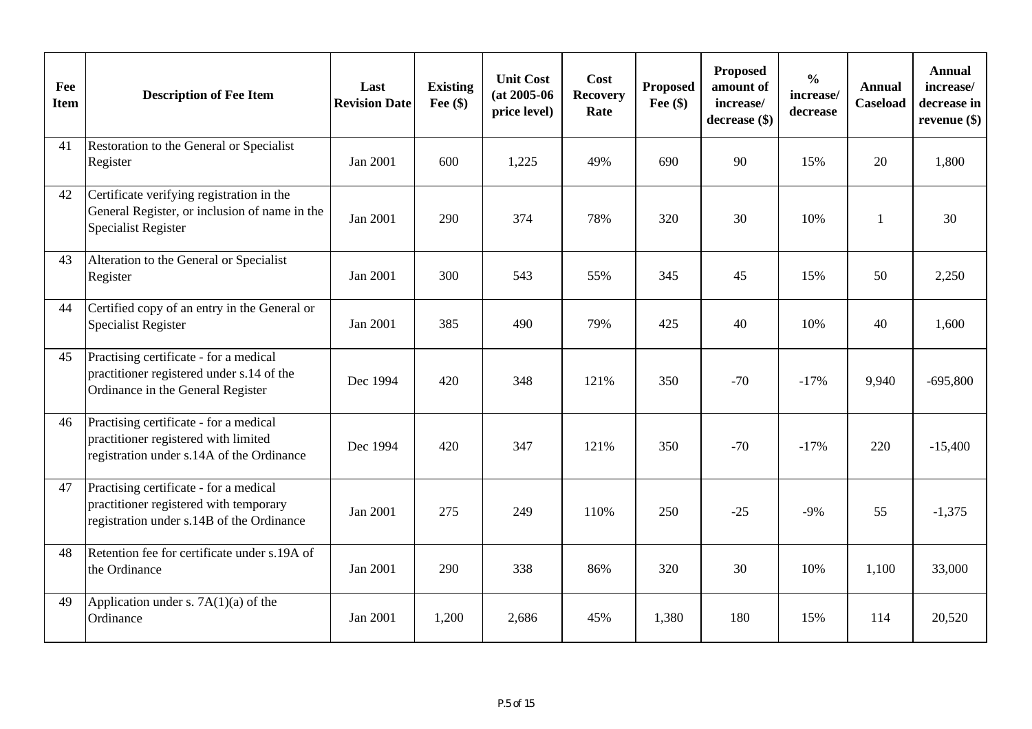| Fee Item | Description of Fee Item | Last Revision Date | Existing Fee ($) | Unit Cost (at 2005-06 price level) | Cost Recovery Rate | Proposed Fee ($) | Proposed amount of increase/ decrease ($) | % increase/ decrease | Annual Caseload | Annual increase/ decrease in revenue ($) |
|---|---|---|---|---|---|---|---|---|---|---|
| 41 | Restoration to the General or Specialist Register | Jan 2001 | 600 | 1,225 | 49% | 690 | 90 | 15% | 20 | 1,800 |
| 42 | Certificate verifying registration in the General Register, or inclusion of name in the Specialist Register | Jan 2001 | 290 | 374 | 78% | 320 | 30 | 10% | 1 | 30 |
| 43 | Alteration to the General or Specialist Register | Jan 2001 | 300 | 543 | 55% | 345 | 45 | 15% | 50 | 2,250 |
| 44 | Certified copy of an entry in the General or Specialist Register | Jan 2001 | 385 | 490 | 79% | 425 | 40 | 10% | 40 | 1,600 |
| 45 | Practising certificate - for a medical practitioner registered under s.14 of the Ordinance in the General Register | Dec 1994 | 420 | 348 | 121% | 350 | -70 | -17% | 9,940 | -695,800 |
| 46 | Practising certificate - for a medical practitioner registered with limited registration under s.14A of the Ordinance | Dec 1994 | 420 | 347 | 121% | 350 | -70 | -17% | 220 | -15,400 |
| 47 | Practising certificate - for a medical practitioner registered with temporary registration under s.14B of the Ordinance | Jan 2001 | 275 | 249 | 110% | 250 | -25 | -9% | 55 | -1,375 |
| 48 | Retention fee for certificate under s.19A of the Ordinance | Jan 2001 | 290 | 338 | 86% | 320 | 30 | 10% | 1,100 | 33,000 |
| 49 | Application under s. 7A(1)(a) of the Ordinance | Jan 2001 | 1,200 | 2,686 | 45% | 1,380 | 180 | 15% | 114 | 20,520 |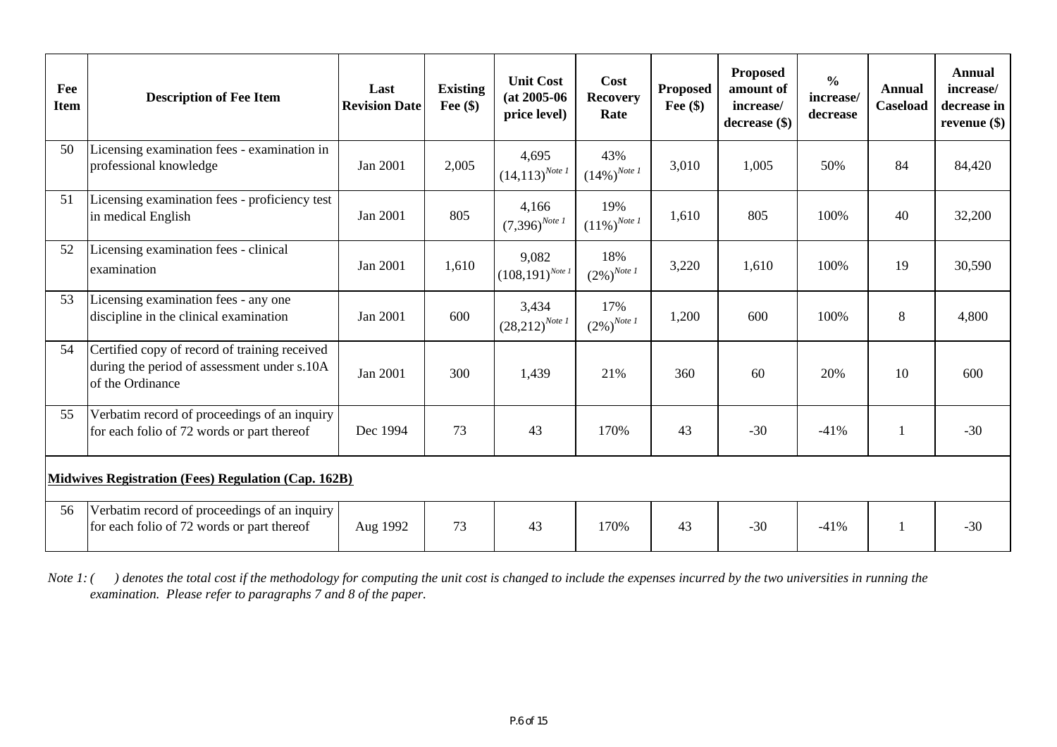| Fee Item | Description of Fee Item | Last Revision Date | Existing Fee ($) | Unit Cost (at 2005-06 price level) | Cost Recovery Rate | Proposed Fee ($) | Proposed amount of increase/ decrease ($) | % increase/ decrease | Annual Caseload | Annual increase/ decrease in revenue ($) |
|---|---|---|---|---|---|---|---|---|---|---|
| 50 | Licensing examination fees - examination in professional knowledge | Jan 2001 | 2,005 | 4,695 (14,113) Note 1 | 43% (14%) Note 1 | 3,010 | 1,005 | 50% | 84 | 84,420 |
| 51 | Licensing examination fees - proficiency test in medical English | Jan 2001 | 805 | 4,166 (7,396) Note 1 | 19% (11%) Note 1 | 1,610 | 805 | 100% | 40 | 32,200 |
| 52 | Licensing examination fees - clinical examination | Jan 2001 | 1,610 | 9,082 (108,191) Note 1 | 18% (2%) Note 1 | 3,220 | 1,610 | 100% | 19 | 30,590 |
| 53 | Licensing examination fees - any one discipline in the clinical examination | Jan 2001 | 600 | 3,434 (28,212) Note 1 | 17% (2%) Note 1 | 1,200 | 600 | 100% | 8 | 4,800 |
| 54 | Certified copy of record of training received during the period of assessment under s.10A of the Ordinance | Jan 2001 | 300 | 1,439 | 21% | 360 | 60 | 20% | 10 | 600 |
| 55 | Verbatim record of proceedings of an inquiry for each folio of 72 words or part thereof | Dec 1994 | 73 | 43 | 170% | 43 | -30 | -41% | 1 | -30 |
| **Midwives Registration (Fees) Regulation (Cap. 162B)** | | | | | | | | | | |
| 56 | Verbatim record of proceedings of an inquiry for each folio of 72 words or part thereof | Aug 1992 | 73 | 43 | 170% | 43 | -30 | -41% | 1 | -30 |

*Note 1: (    ) denotes the total cost if the methodology for computing the unit cost is changed to include the expenses incurred by the two universities in running the examination. Please refer to paragraphs 7 and 8 of the paper.*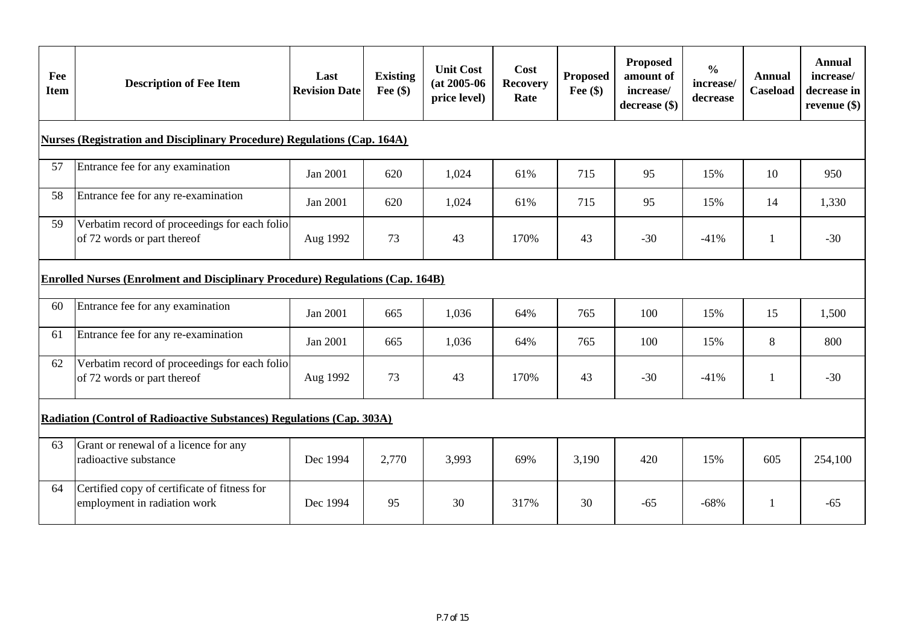| Fee Item | Description of Fee Item | Last Revision Date | Existing Fee ($) | Unit Cost (at 2005-06 price level) | Cost Recovery Rate | Proposed Fee ($) | Proposed amount of increase/ decrease ($) | % increase/ decrease | Annual Caseload | Annual increase/ decrease in revenue ($) |
|---|---|---|---|---|---|---|---|---|---|---|
| **Nurses (Registration and Disciplinary Procedure) Regulations (Cap. 164A)** | | | | | | | | | | |
| 57 | Entrance fee for any examination | Jan 2001 | 620 | 1,024 | 61% | 715 | 95 | 15% | 10 | 950 |
| 58 | Entrance fee for any re-examination | Jan 2001 | 620 | 1,024 | 61% | 715 | 95 | 15% | 14 | 1,330 |
| 59 | Verbatim record of proceedings for each folio of 72 words or part thereof | Aug 1992 | 73 | 43 | 170% | 43 | -30 | -41% | 1 | -30 |
| **Enrolled Nurses (Enrolment and Disciplinary Procedure) Regulations (Cap. 164B)** | | | | | | | | | | |
| 60 | Entrance fee for any examination | Jan 2001 | 665 | 1,036 | 64% | 765 | 100 | 15% | 15 | 1,500 |
| 61 | Entrance fee for any re-examination | Jan 2001 | 665 | 1,036 | 64% | 765 | 100 | 15% | 8 | 800 |
| 62 | Verbatim record of proceedings for each folio of 72 words or part thereof | Aug 1992 | 73 | 43 | 170% | 43 | -30 | -41% | 1 | -30 |
| **Radiation (Control of Radioactive Substances) Regulations (Cap. 303A)** | | | | | | | | | | |
| 63 | Grant or renewal of a licence for any radioactive substance | Dec 1994 | 2,770 | 3,993 | 69% | 3,190 | 420 | 15% | 605 | 254,100 |
| 64 | Certified copy of certificate of fitness for employment in radiation work | Dec 1994 | 95 | 30 | 317% | 30 | -65 | -68% | 1 | -65 |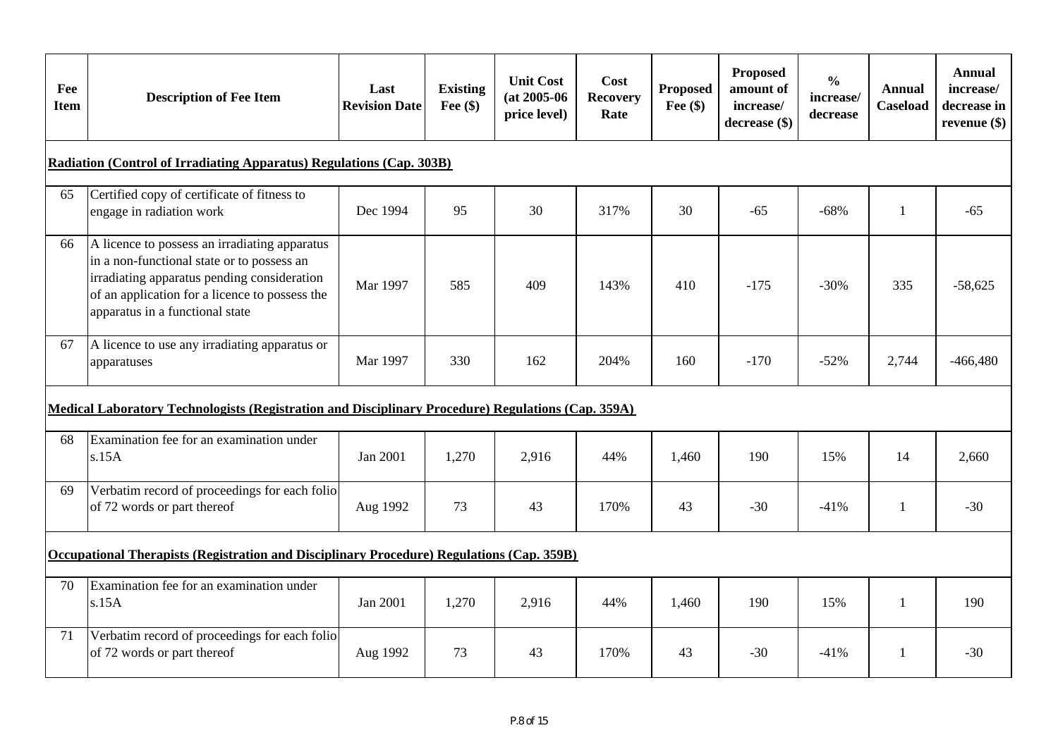| Fee Item | Description of Fee Item | Last Revision Date | Existing Fee ($) | Unit Cost (at 2005-06 price level) | Cost Recovery Rate | Proposed Fee ($) | Proposed amount of increase/ decrease ($) | % increase/ decrease | Annual Caseload | Annual increase/ decrease in revenue ($) |
|---|---|---|---|---|---|---|---|---|---|---|
| **Radiation (Control of Irradiating Apparatus) Regulations (Cap. 303B)** | | | | | | | | | | |
| 65 | Certified copy of certificate of fitness to engage in radiation work | Dec 1994 | 95 | 30 | 317% | 30 | -65 | -68% | 1 | -65 |
| 66 | A licence to possess an irradiating apparatus in a non-functional state or to possess an irradiating apparatus pending consideration of an application for a licence to possess the apparatus in a functional state | Mar 1997 | 585 | 409 | 143% | 410 | -175 | -30% | 335 | -58,625 |
| 67 | A licence to use any irradiating apparatus or apparatuses | Mar 1997 | 330 | 162 | 204% | 160 | -170 | -52% | 2,744 | -466,480 |
| **Medical Laboratory Technologists (Registration and Disciplinary Procedure) Regulations (Cap. 359A)** | | | | | | | | | | |
| 68 | Examination fee for an examination under s.15A | Jan 2001 | 1,270 | 2,916 | 44% | 1,460 | 190 | 15% | 14 | 2,660 |
| 69 | Verbatim record of proceedings for each folio of 72 words or part thereof | Aug 1992 | 73 | 43 | 170% | 43 | -30 | -41% | 1 | -30 |
| **Occupational Therapists (Registration and Disciplinary Procedure) Regulations (Cap. 359B)** | | | | | | | | | | |
| 70 | Examination fee for an examination under s.15A | Jan 2001 | 1,270 | 2,916 | 44% | 1,460 | 190 | 15% | 1 | 190 |
| 71 | Verbatim record of proceedings for each folio of 72 words or part thereof | Aug 1992 | 73 | 43 | 170% | 43 | -30 | -41% | 1 | -30 |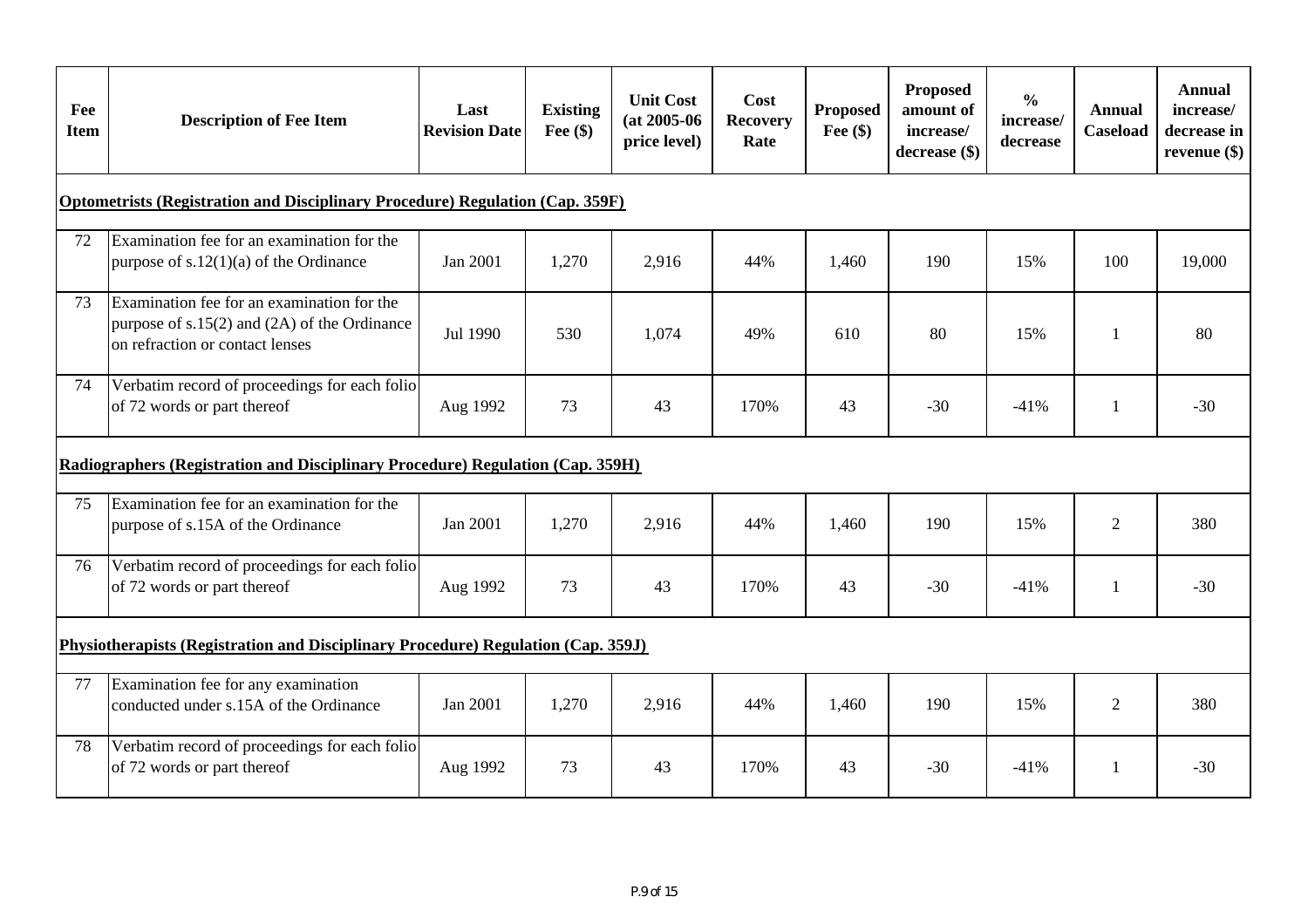| Fee Item | Description of Fee Item | Last Revision Date | Existing Fee ($) | Unit Cost (at 2005-06 price level) | Cost Recovery Rate | Proposed Fee ($) | Proposed amount of increase/ decrease ($) | % increase/ decrease | Annual Caseload | Annual increase/ decrease in revenue ($) |
|---|---|---|---|---|---|---|---|---|---|---|
| **Optometrists (Registration and Disciplinary Procedure) Regulation (Cap. 359F)** | | | | | | | | | | |
| 72 | Examination fee for an examination for the purpose of s.12(1)(a) of the Ordinance | Jan 2001 | 1,270 | 2,916 | 44% | 1,460 | 190 | 15% | 100 | 19,000 |
| 73 | Examination fee for an examination for the purpose of s.15(2) and (2A) of the Ordinance on refraction or contact lenses | Jul 1990 | 530 | 1,074 | 49% | 610 | 80 | 15% | 1 | 80 |
| 74 | Verbatim record of proceedings for each folio of 72 words or part thereof | Aug 1992 | 73 | 43 | 170% | 43 | -30 | -41% | 1 | -30 |
| **Radiographers (Registration and Disciplinary Procedure) Regulation (Cap. 359H)** | | | | | | | | | | |
| 75 | Examination fee for an examination for the purpose of s.15A of the Ordinance | Jan 2001 | 1,270 | 2,916 | 44% | 1,460 | 190 | 15% | 2 | 380 |
| 76 | Verbatim record of proceedings for each folio of 72 words or part thereof | Aug 1992 | 73 | 43 | 170% | 43 | -30 | -41% | 1 | -30 |
| **Physiotherapists (Registration and Disciplinary Procedure) Regulation (Cap. 359J)** | | | | | | | | | | |
| 77 | Examination fee for any examination conducted under s.15A of the Ordinance | Jan 2001 | 1,270 | 2,916 | 44% | 1,460 | 190 | 15% | 2 | 380 |
| 78 | Verbatim record of proceedings for each folio of 72 words or part thereof | Aug 1992 | 73 | 43 | 170% | 43 | -30 | -41% | 1 | -30 |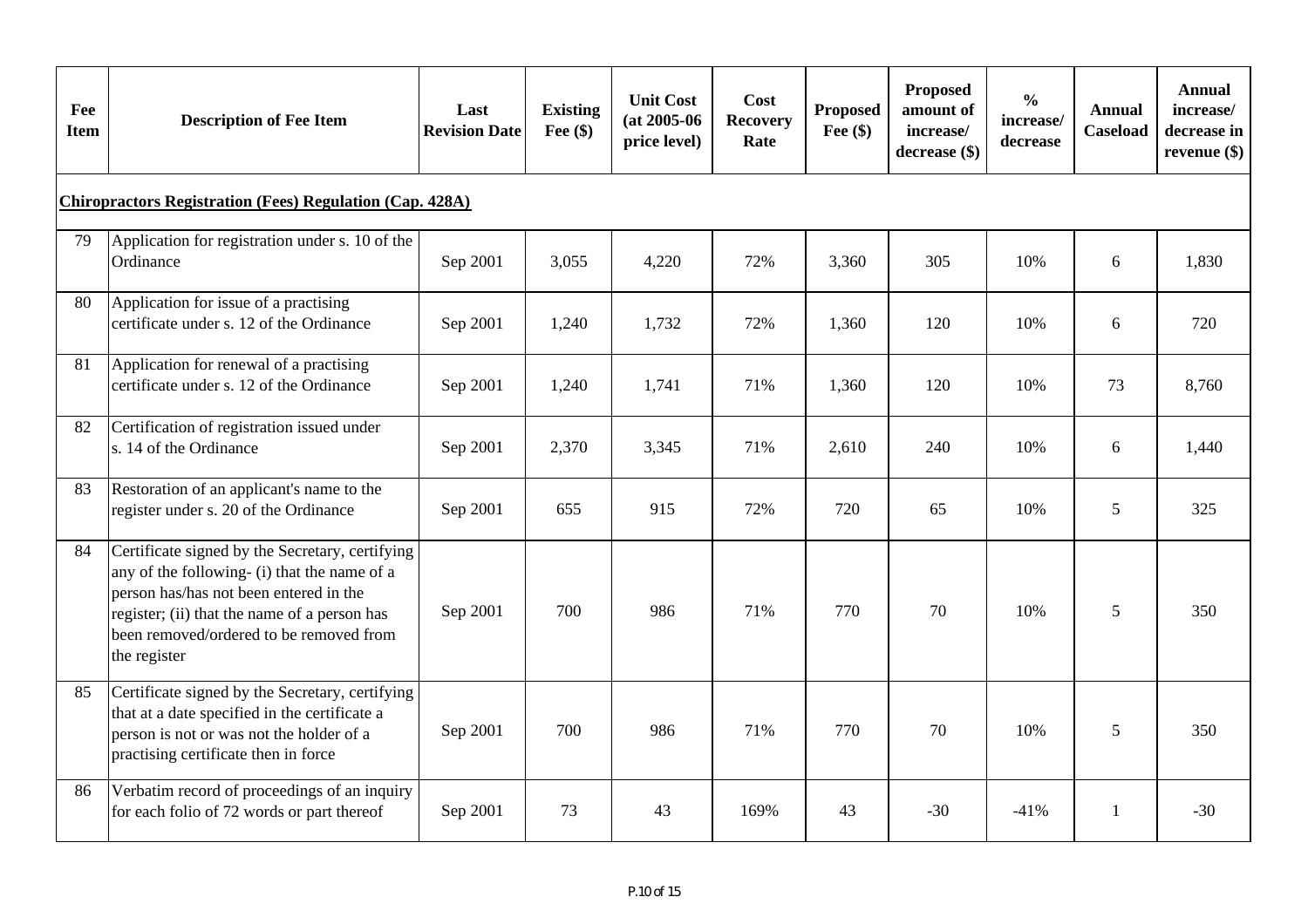| Fee Item | Description of Fee Item | Last Revision Date | Existing Fee ($) | Unit Cost (at 2005-06 price level) | Cost Recovery Rate | Proposed Fee ($) | Proposed amount of increase/ decrease ($) | % increase/ decrease | Annual Caseload | Annual increase/ decrease in revenue ($) |
|---|---|---|---|---|---|---|---|---|---|---|
| **Chiropractors Registration (Fees) Regulation (Cap. 428A)** | | | | | | | | | | |
| 79 | Application for registration under s. 10 of the Ordinance | Sep 2001 | 3,055 | 4,220 | 72% | 3,360 | 305 | 10% | 6 | 1,830 |
| 80 | Application for issue of a practising certificate under s. 12 of the Ordinance | Sep 2001 | 1,240 | 1,732 | 72% | 1,360 | 120 | 10% | 6 | 720 |
| 81 | Application for renewal of a practising certificate under s. 12 of the Ordinance | Sep 2001 | 1,240 | 1,741 | 71% | 1,360 | 120 | 10% | 73 | 8,760 |
| 82 | Certification of registration issued under s. 14 of the Ordinance | Sep 2001 | 2,370 | 3,345 | 71% | 2,610 | 240 | 10% | 6 | 1,440 |
| 83 | Restoration of an applicant's name to the register under s. 20 of the Ordinance | Sep 2001 | 655 | 915 | 72% | 720 | 65 | 10% | 5 | 325 |
| 84 | Certificate signed by the Secretary, certifying any of the following- (i) that the name of a person has/has not been entered in the register; (ii) that the name of a person has been removed/ordered to be removed from the register | Sep 2001 | 700 | 986 | 71% | 770 | 70 | 10% | 5 | 350 |
| 85 | Certificate signed by the Secretary, certifying that at a date specified in the certificate a person is not or was not the holder of a practising certificate then in force | Sep 2001 | 700 | 986 | 71% | 770 | 70 | 10% | 5 | 350 |
| 86 | Verbatim record of proceedings of an inquiry for each folio of 72 words or part thereof | Sep 2001 | 73 | 43 | 169% | 43 | -30 | -41% | 1 | -30 |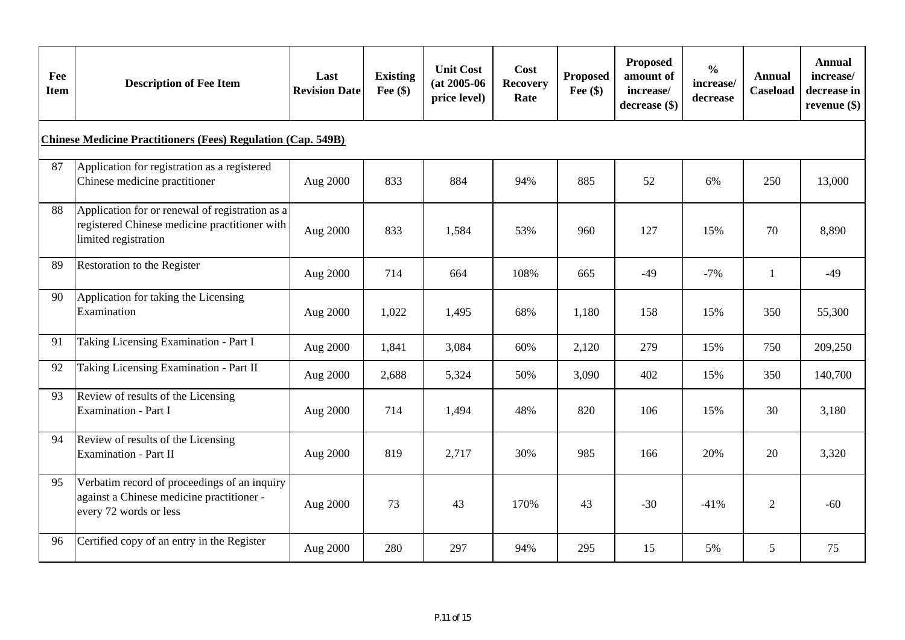| Fee Item | Description of Fee Item | Last Revision Date | Existing Fee ($) | Unit Cost (at 2005-06 price level) | Cost Recovery Rate | Proposed Fee ($) | Proposed amount of increase/ decrease ($) | % increase/ decrease | Annual Caseload | Annual increase/ decrease in revenue ($) |
|---|---|---|---|---|---|---|---|---|---|---|
| **Chinese Medicine Practitioners (Fees) Regulation (Cap. 549B)** | | | | | | | | | | |
| 87 | Application for registration as a registered Chinese medicine practitioner | Aug 2000 | 833 | 884 | 94% | 885 | 52 | 6% | 250 | 13,000 |
| 88 | Application for or renewal of registration as a registered Chinese medicine practitioner with limited registration | Aug 2000 | 833 | 1,584 | 53% | 960 | 127 | 15% | 70 | 8,890 |
| 89 | Restoration to the Register | Aug 2000 | 714 | 664 | 108% | 665 | -49 | -7% | 1 | -49 |
| 90 | Application for taking the Licensing Examination | Aug 2000 | 1,022 | 1,495 | 68% | 1,180 | 158 | 15% | 350 | 55,300 |
| 91 | Taking Licensing Examination - Part I | Aug 2000 | 1,841 | 3,084 | 60% | 2,120 | 279 | 15% | 750 | 209,250 |
| 92 | Taking Licensing Examination - Part II | Aug 2000 | 2,688 | 5,324 | 50% | 3,090 | 402 | 15% | 350 | 140,700 |
| 93 | Review of results of the Licensing Examination - Part I | Aug 2000 | 714 | 1,494 | 48% | 820 | 106 | 15% | 30 | 3,180 |
| 94 | Review of results of the Licensing Examination - Part II | Aug 2000 | 819 | 2,717 | 30% | 985 | 166 | 20% | 20 | 3,320 |
| 95 | Verbatim record of proceedings of an inquiry against a Chinese medicine practitioner - every 72 words or less | Aug 2000 | 73 | 43 | 170% | 43 | -30 | -41% | 2 | -60 |
| 96 | Certified copy of an entry in the Register | Aug 2000 | 280 | 297 | 94% | 295 | 15 | 5% | 5 | 75 |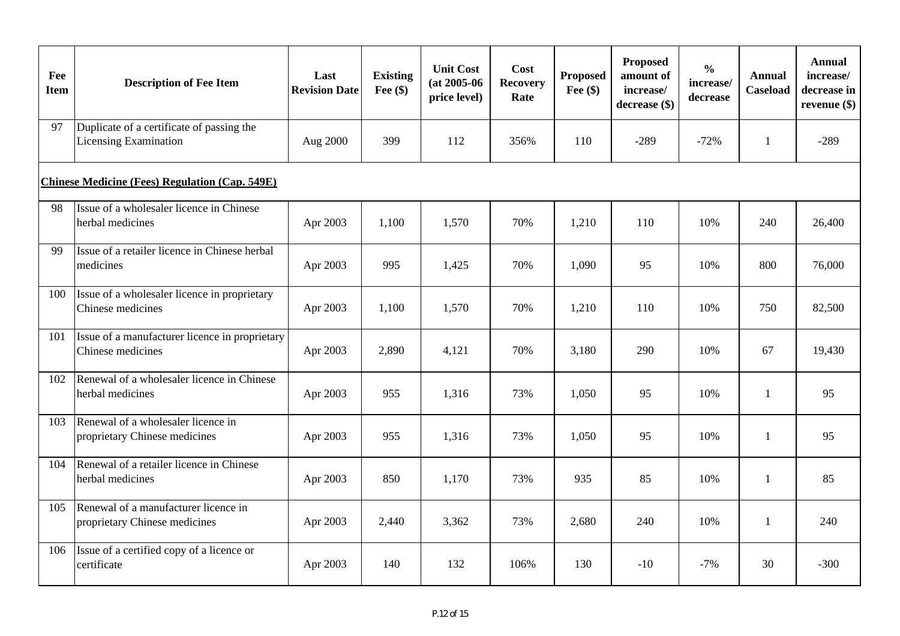| Fee Item | Description of Fee Item | Last Revision Date | Existing Fee ($) | Unit Cost (at 2005-06 price level) | Cost Recovery Rate | Proposed Fee ($) | Proposed amount of increase/ decrease ($) | % increase/ decrease | Annual Caseload | Annual increase/ decrease in revenue ($) |
|---|---|---|---|---|---|---|---|---|---|---|
| 97 | Duplicate of a certificate of passing the Licensing Examination | Aug 2000 | 399 | 112 | 356% | 110 | -289 | -72% | 1 | -289 |
| **Chinese Medicine (Fees) Regulation (Cap. 549E)** | | | | | | | | | | |
| 98 | Issue of a wholesaler licence in Chinese herbal medicines | Apr 2003 | 1,100 | 1,570 | 70% | 1,210 | 110 | 10% | 240 | 26,400 |
| 99 | Issue of a retailer licence in Chinese herbal medicines | Apr 2003 | 995 | 1,425 | 70% | 1,090 | 95 | 10% | 800 | 76,000 |
| 100 | Issue of a wholesaler licence in proprietary Chinese medicines | Apr 2003 | 1,100 | 1,570 | 70% | 1,210 | 110 | 10% | 750 | 82,500 |
| 101 | Issue of a manufacturer licence in proprietary Chinese medicines | Apr 2003 | 2,890 | 4,121 | 70% | 3,180 | 290 | 10% | 67 | 19,430 |
| 102 | Renewal of a wholesaler licence in Chinese herbal medicines | Apr 2003 | 955 | 1,316 | 73% | 1,050 | 95 | 10% | 1 | 95 |
| 103 | Renewal of a wholesaler licence in proprietary Chinese medicines | Apr 2003 | 955 | 1,316 | 73% | 1,050 | 95 | 10% | 1 | 95 |
| 104 | Renewal of a retailer licence in Chinese herbal medicines | Apr 2003 | 850 | 1,170 | 73% | 935 | 85 | 10% | 1 | 85 |
| 105 | Renewal of a manufacturer licence in proprietary Chinese medicines | Apr 2003 | 2,440 | 3,362 | 73% | 2,680 | 240 | 10% | 1 | 240 |
| 106 | Issue of a certified copy of a licence or certificate | Apr 2003 | 140 | 132 | 106% | 130 | -10 | -7% | 30 | -300 |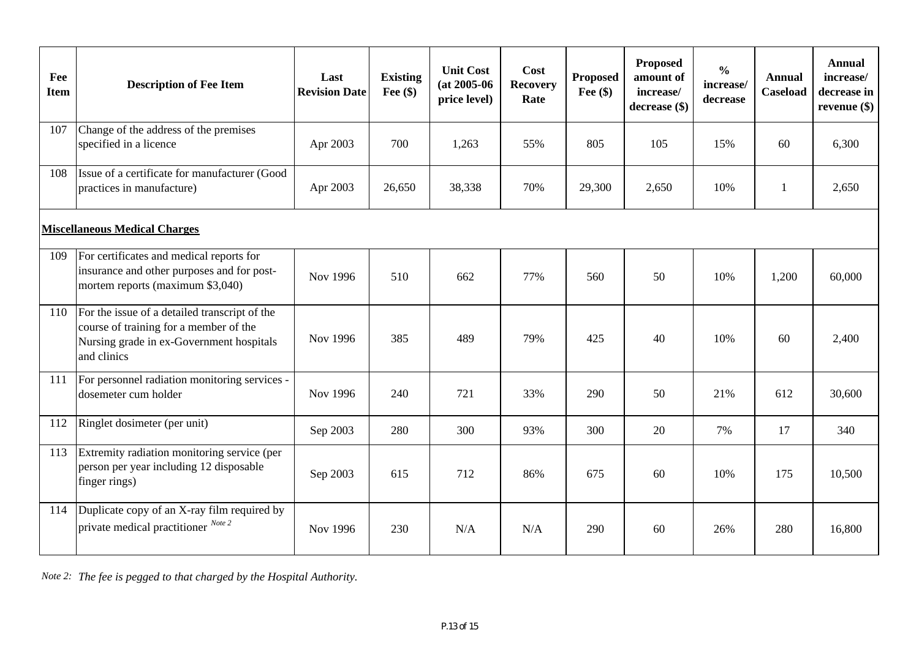| Fee Item | Description of Fee Item | Last Revision Date | Existing Fee ($) | Unit Cost (at 2005-06 price level) | Cost Recovery Rate | Proposed Fee ($) | Proposed amount of increase/ decrease ($) | % increase/ decrease | Annual Caseload | Annual increase/ decrease in revenue ($) |
|---|---|---|---|---|---|---|---|---|---|---|
| 107 | Change of the address of the premises specified in a licence | Apr 2003 | 700 | 1,263 | 55% | 805 | 105 | 15% | 60 | 6,300 |
| 108 | Issue of a certificate for manufacturer (Good practices in manufacture) | Apr 2003 | 26,650 | 38,338 | 70% | 29,300 | 2,650 | 10% | 1 | 2,650 |
| | **<u>Miscellaneous Medical Charges</u>** | | | | | | | | | |
| 109 | For certificates and medical reports for insurance and other purposes and for post-mortem reports (maximum $3,040) | Nov 1996 | 510 | 662 | 77% | 560 | 50 | 10% | 1,200 | 60,000 |
| 110 | For the issue of a detailed transcript of the course of training for a member of the Nursing grade in ex-Government hospitals and clinics | Nov 1996 | 385 | 489 | 79% | 425 | 40 | 10% | 60 | 2,400 |
| 111 | For personnel radiation monitoring services - dosemeter cum holder | Nov 1996 | 240 | 721 | 33% | 290 | 50 | 21% | 612 | 30,600 |
| 112 | Ringlet dosimeter (per unit) | Sep 2003 | 280 | 300 | 93% | 300 | 20 | 7% | 17 | 340 |
| 113 | Extremity radiation monitoring service (per person per year including 12 disposable finger rings) | Sep 2003 | 615 | 712 | 86% | 675 | 60 | 10% | 175 | 10,500 |
| 114 | Duplicate copy of an X-ray film required by private medical practitioner [Note 2] | Nov 1996 | 230 | N/A | N/A | 290 | 60 | 26% | 280 | 16,800 |

*Note 2: The fee is pegged to that charged by the Hospital Authority.*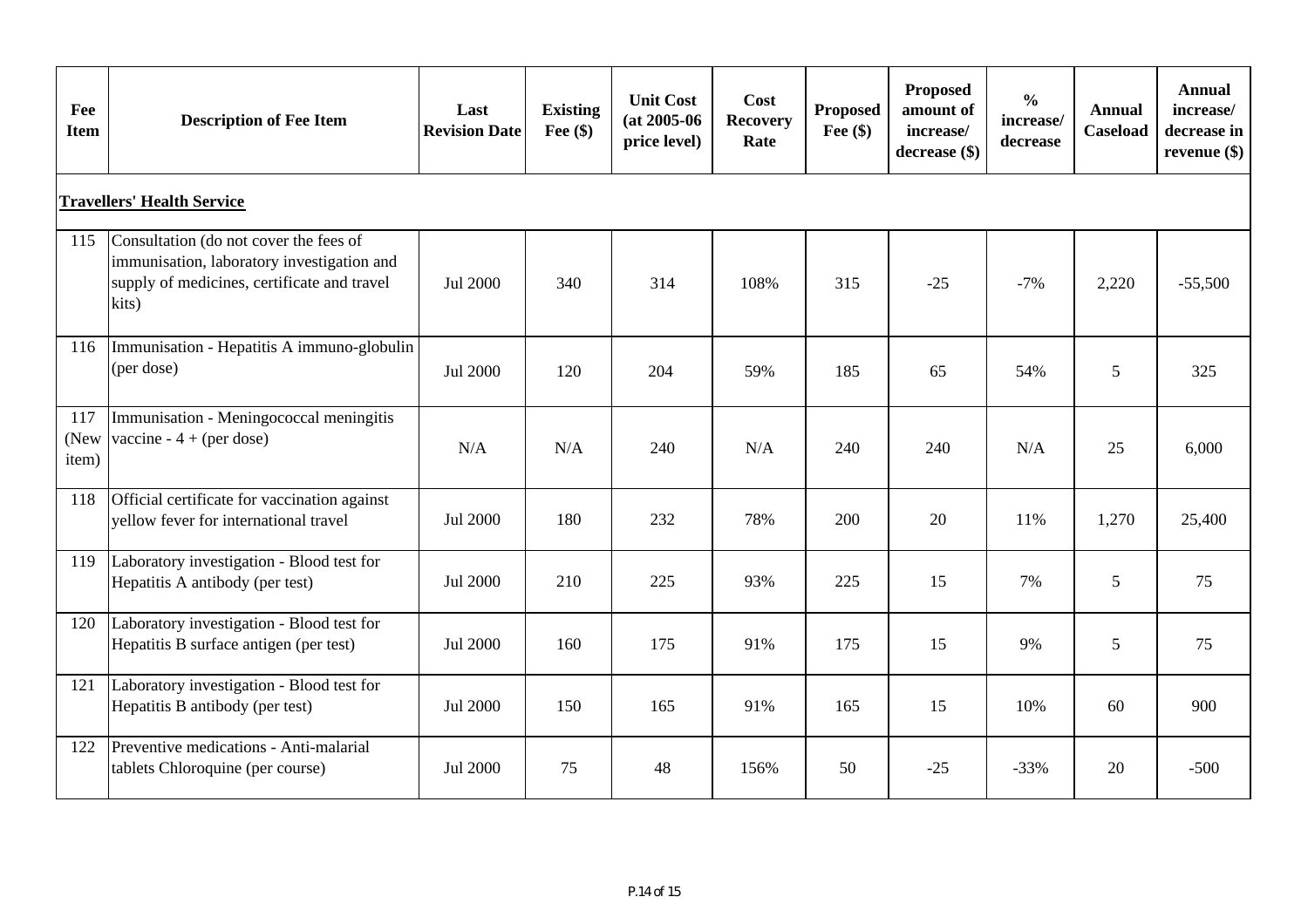| Fee Item | Description of Fee Item | Last Revision Date | Existing Fee ($) | Unit Cost (at 2005-06 price level) | Cost Recovery Rate | Proposed Fee ($) | Proposed amount of increase/ decrease ($) | % increase/ decrease | Annual Caseload | Annual increase/ decrease in revenue ($) |
|---|---|---|---|---|---|---|---|---|---|---|
| **Travellers' Health Service** | | | | | | | | | | |
| 115 | Consultation (do not cover the fees of immunisation, laboratory investigation and supply of medicines, certificate and travel kits) | Jul 2000 | 340 | 314 | 108% | 315 | -25 | -7% | 2,220 | -55,500 |
| 116 | Immunisation - Hepatitis A immuno-globulin (per dose) | Jul 2000 | 120 | 204 | 59% | 185 | 65 | 54% | 5 | 325 |
| 117 (New item) | Immunisation - Meningococcal meningitis vaccine - 4 + (per dose) | N/A | N/A | 240 | N/A | 240 | 240 | N/A | 25 | 6,000 |
| 118 | Official certificate for vaccination against yellow fever for international travel | Jul 2000 | 180 | 232 | 78% | 200 | 20 | 11% | 1,270 | 25,400 |
| 119 | Laboratory investigation - Blood test for Hepatitis A antibody (per test) | Jul 2000 | 210 | 225 | 93% | 225 | 15 | 7% | 5 | 75 |
| 120 | Laboratory investigation - Blood test for Hepatitis B surface antigen (per test) | Jul 2000 | 160 | 175 | 91% | 175 | 15 | 9% | 5 | 75 |
| 121 | Laboratory investigation - Blood test for Hepatitis B antibody (per test) | Jul 2000 | 150 | 165 | 91% | 165 | 15 | 10% | 60 | 900 |
| 122 | Preventive medications - Anti-malarial tablets Chloroquine (per course) | Jul 2000 | 75 | 48 | 156% | 50 | -25 | -33% | 20 | -500 |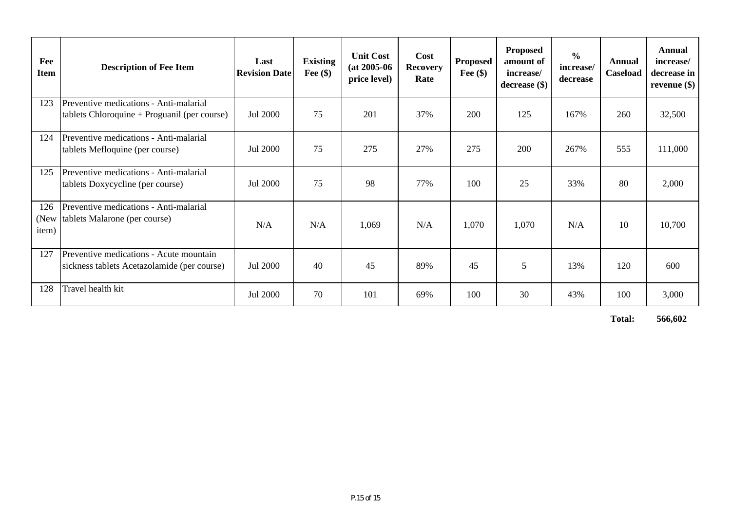| Fee Item | Description of Fee Item | Last Revision Date | Existing Fee ($) | Unit Cost (at 2005-06 price level) | Cost Recovery Rate | Proposed Fee ($) | Proposed amount of increase/ decrease ($) | % increase/ decrease | Annual Caseload | Annual increase/ decrease in revenue ($) |
|---|---|---|---|---|---|---|---|---|---|---|
| 123 | Preventive medications - Anti-malarial tablets Chloroquine + Proguanil (per course) | Jul 2000 | 75 | 201 | 37% | 200 | 125 | 167% | 260 | 32,500 |
| 124 | Preventive medications - Anti-malarial tablets Mefloquine (per course) | Jul 2000 | 75 | 275 | 27% | 275 | 200 | 267% | 555 | 111,000 |
| 125 | Preventive medications - Anti-malarial tablets Doxycycline (per course) | Jul 2000 | 75 | 98 | 77% | 100 | 25 | 33% | 80 | 2,000 |
| 126 (New item) | Preventive medications - Anti-malarial tablets Malarone (per course) | N/A | N/A | 1,069 | N/A | 1,070 | 1,070 | N/A | 10 | 10,700 |
| 127 | Preventive medications - Acute mountain sickness tablets Acetazolamide (per course) | Jul 2000 | 40 | 45 | 89% | 45 | 5 | 13% | 120 | 600 |
| 128 | Travel health kit | Jul 2000 | 70 | 101 | 69% | 100 | 30 | 43% | 100 | 3,000 |
| | | | | | | | | | **Total:** | **566,602** |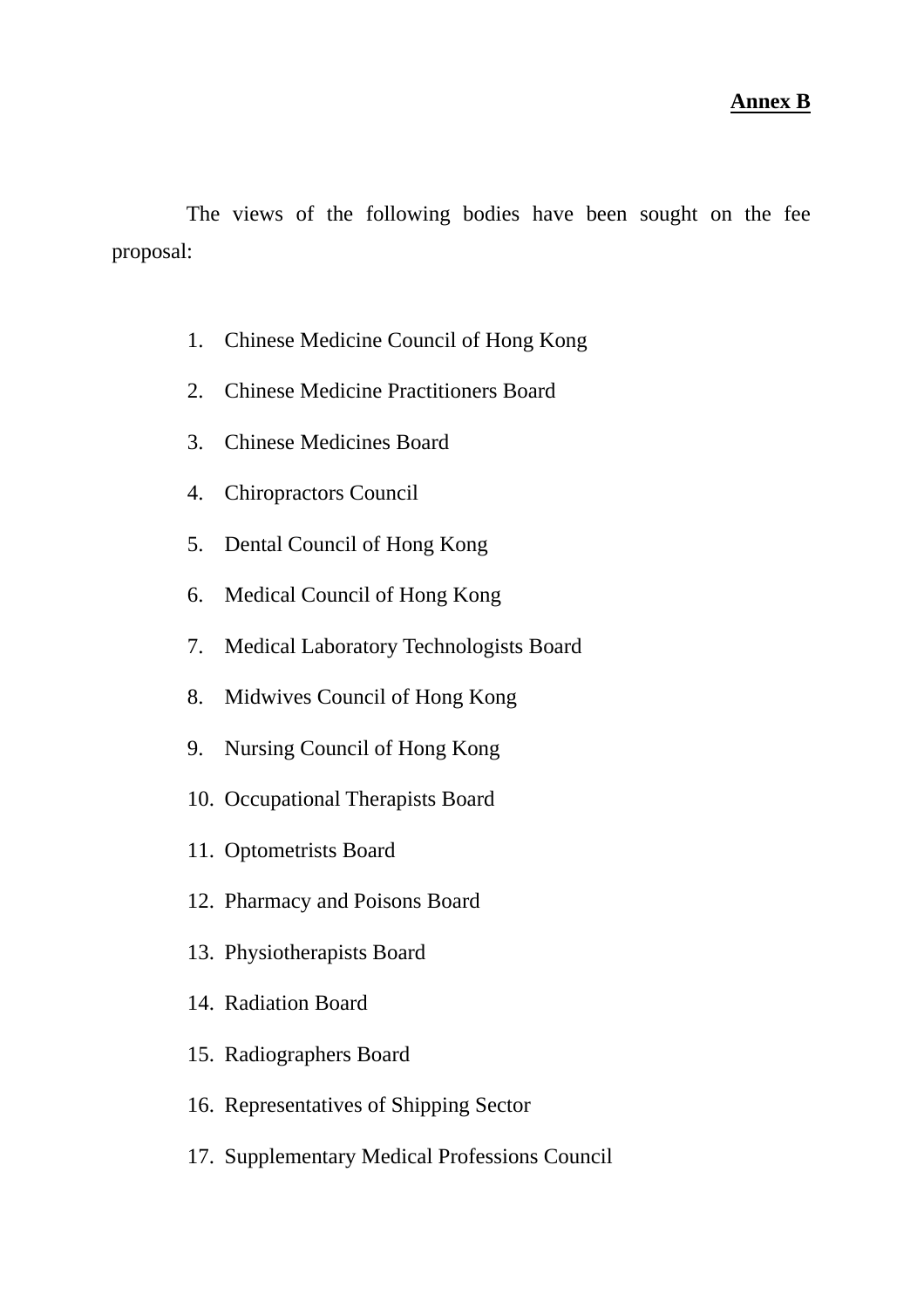**Annex B**

The views of the following bodies have been sought on the fee proposal:

1. Chinese Medicine Council of Hong Kong
2. Chinese Medicine Practitioners Board
3. Chinese Medicines Board
4. Chiropractors Council
5. Dental Council of Hong Kong
6. Medical Council of Hong Kong
7. Medical Laboratory Technologists Board
8. Midwives Council of Hong Kong
9. Nursing Council of Hong Kong
10. Occupational Therapists Board
11. Optometrists Board
12. Pharmacy and Poisons Board
13. Physiotherapists Board
14. Radiation Board
15. Radiographers Board
16. Representatives of Shipping Sector
17. Supplementary Medical Professions Council